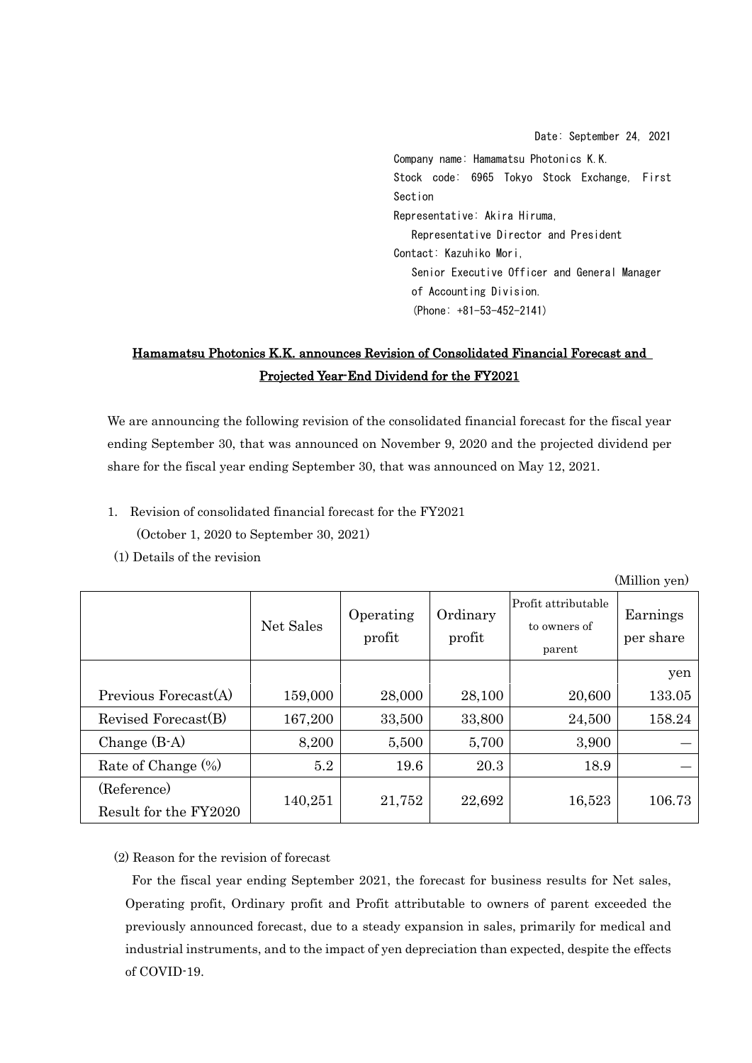Date: September 24, 2021

Company name: Hamamatsu Photonics K.K.
Stock code: 6965 Tokyo Stock Exchange, First Section
Representative: Akira Hiruma,
Representative Director and President
Contact: Kazuhiko Mori,
Senior Executive Officer and General Manager of Accounting Division.
(Phone: +81-53-452-2141)

# Hamamatsu Photonics K.K. announces Revision of Consolidated Financial Forecast and Projected Year-End Dividend for the FY2021

We are announcing the following revision of the consolidated financial forecast for the fiscal year ending September 30, that was announced on November 9, 2020 and the projected dividend per share for the fiscal year ending September 30, that was announced on May 12, 2021.

1. Revision of consolidated financial forecast for the FY2021
   (October 1, 2020 to September 30, 2021)

(1) Details of the revision

(Million yen)

| | Net Sales | Operating profit | Ordinary profit | Profit attributable to owners of parent | Earnings per share |
|---|---|---|---|---|---|
| | | | | | yen |
| Previous Forecast(A) | 159,000 | 28,000 | 28,100 | 20,600 | 133.05 |
| Revised Forecast(B) | 167,200 | 33,500 | 33,800 | 24,500 | 158.24 |
| Change (B-A) | 8,200 | 5,500 | 5,700 | 3,900 | ― |
| Rate of Change (%) | 5.2 | 19.6 | 20.3 | 18.9 | ― |
| (Reference) Result for the FY2020 | 140,251 | 21,752 | 22,692 | 16,523 | 106.73 |

(2) Reason for the revision of forecast

For the fiscal year ending September 2021, the forecast for business results for Net sales, Operating profit, Ordinary profit and Profit attributable to owners of parent exceeded the previously announced forecast, due to a steady expansion in sales, primarily for medical and industrial instruments, and to the impact of yen depreciation than expected, despite the effects of COVID-19.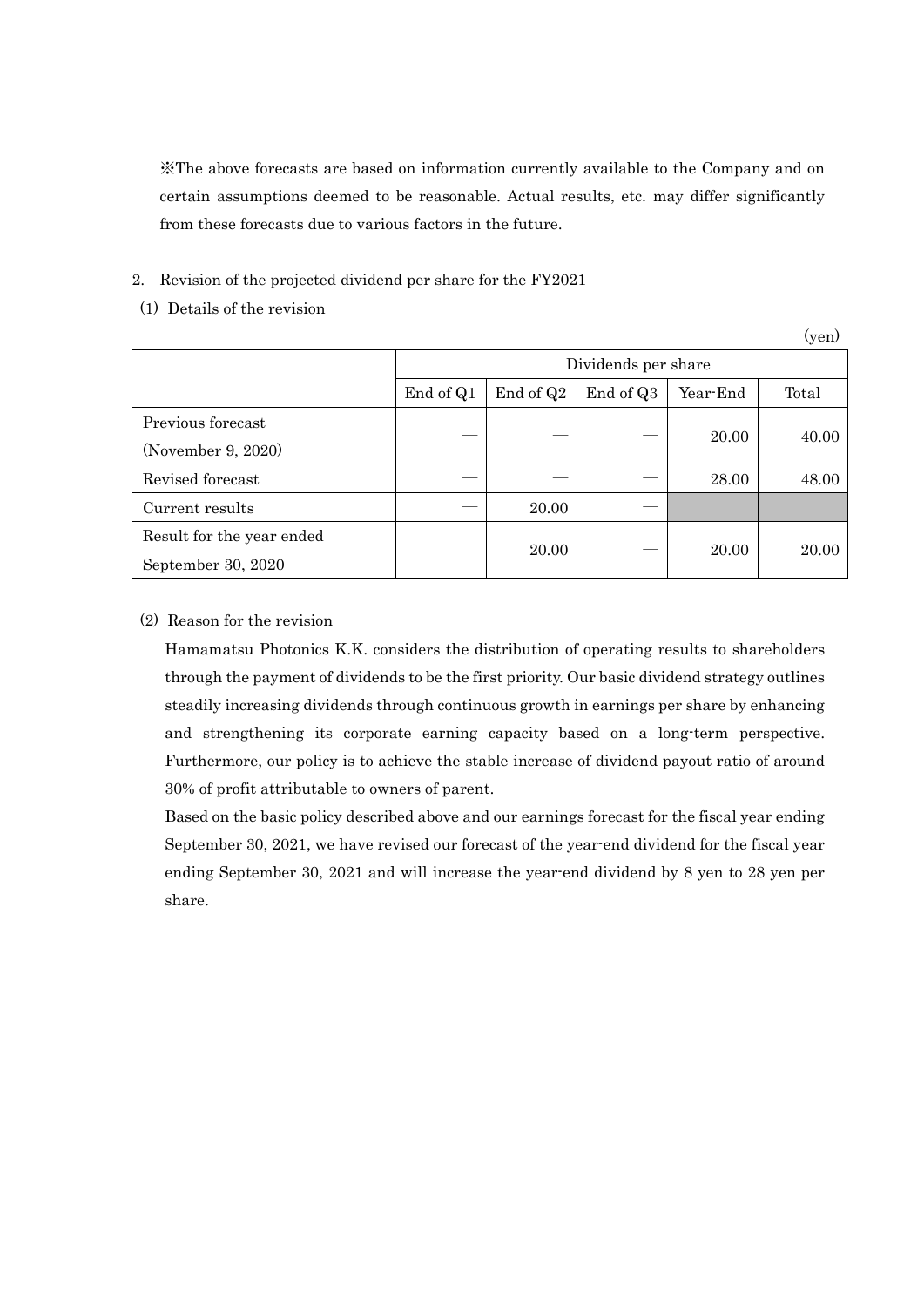※The above forecasts are based on information currently available to the Company and on certain assumptions deemed to be reasonable. Actual results, etc. may differ significantly from these forecasts due to various factors in the future.

2. Revision of the projected dividend per share for the FY2021

(1) Details of the revision

(yen)

| | Dividends per share | | | | |
|---|---|---|---|---|---|
| | End of Q1 | End of Q2 | End of Q3 | Year-End | Total |
| Previous forecast (November 9, 2020) | ― | ― | ― | 20.00 | 40.00 |
| Revised forecast | ― | ― | ― | 28.00 | 48.00 |
| Current results | ― | 20.00 | ― | | |
| Result for the year ended September 30, 2020 | | 20.00 | ― | 20.00 | 20.00 |

(2) Reason for the revision

Hamamatsu Photonics K.K. considers the distribution of operating results to shareholders through the payment of dividends to be the first priority. Our basic dividend strategy outlines steadily increasing dividends through continuous growth in earnings per share by enhancing and strengthening its corporate earning capacity based on a long-term perspective. Furthermore, our policy is to achieve the stable increase of dividend payout ratio of around 30% of profit attributable to owners of parent.

Based on the basic policy described above and our earnings forecast for the fiscal year ending September 30, 2021, we have revised our forecast of the year-end dividend for the fiscal year ending September 30, 2021 and will increase the year-end dividend by 8 yen to 28 yen per share.